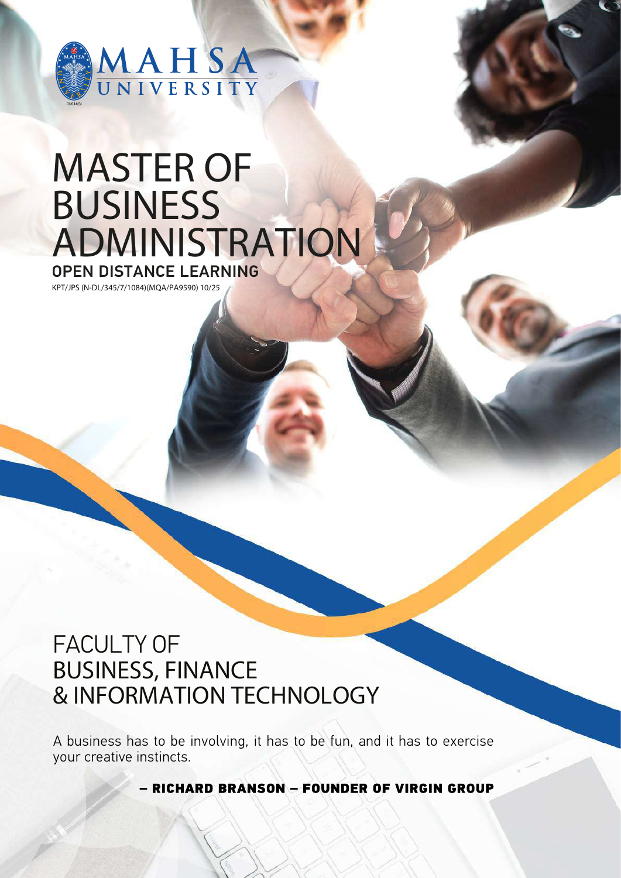MAHSA UNIVERSITY

# MASTER OF BUSINESS ADMINISTRATION

## OPEN DISTANCE LEARNING

KPT/JPS (N-DL/345/7/1084)(MQA/PA9590) 10/25

## FACULTY OF BUSINESS, FINANCE & INFORMATION TECHNOLOGY

A business has to be involving, it has to be fun, and it has to exercise your creative instincts.

**– RICHARD BRANSON – FOUNDER OF VIRGIN GROUP**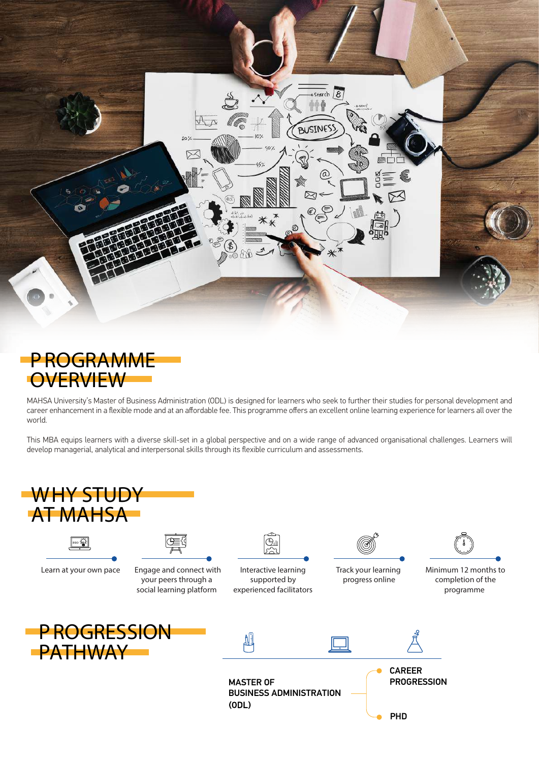## PROGRAMME OVERVIEW

MAHSA University's Master of Business Administration (ODL) is designed for learners who seek to further their studies for personal development and career enhancement in a flexible mode and at an affordable fee. This programme offers an excellent online learning experience for learners all over the world.

This MBA equips learners with a diverse skill-set in a global perspective and on a wide range of advanced organisational challenges. Learners will develop managerial, analytical and interpersonal skills through its flexible curriculum and assessments.

## WHY STUDY AT MAHSA

- Learn at your own pace
- Engage and connect with your peers through a social learning platform
- Interactive learning supported by experienced facilitators
- Track your learning progress online
- Minimum 12 months to completion of the programme

## PROGRESSION PATHWAY

**MASTER OF BUSINESS ADMINISTRATION (ODL)**

- **CAREER PROGRESSION**
- **PHD**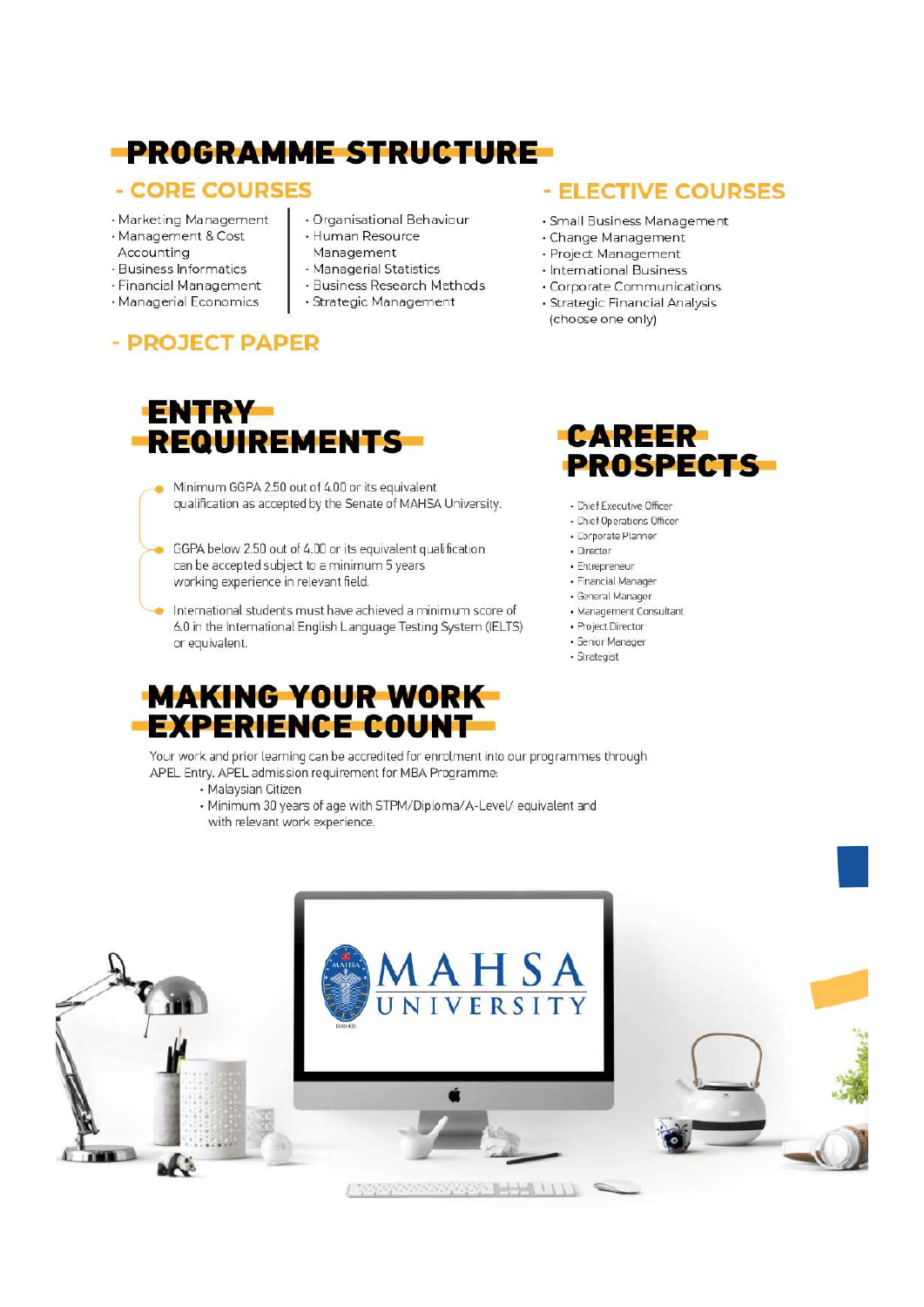# PROGRAMME STRUCTURE

## - CORE COURSES

- Marketing Management
- Management & Cost Accounting
- Business Informatics
- Financial Management
- Managerial Economics
- Organisational Behaviour
- Human Resource Management
- Managerial Statistics
- Business Research Methods
- Strategic Management

## - ELECTIVE COURSES

- Small Business Management
- Change Management
- Project Management
- International Business
- Corporate Communications
- Strategic Financial Analysis (choose one only)

## - PROJECT PAPER

# ENTRY REQUIREMENTS

- Minimum GGPA 2.50 out of 4.00 or its equivalent qualification as accepted by the Senate of MAHSA University.
- GGPA below 2.50 out of 4.00 or its equivalent qualification can be accepted subject to a minimum 5 years working experience in relevant field.
- International students must have achieved a minimum score of 6.0 in the International English Language Testing System (IELTS) or equivalent.

# CAREER PROSPECTS

- Chief Executive Officer
- Chief Operations Officer
- Corporate Planner
- Director
- Entrepreneur
- Financial Manager
- General Manager
- Management Consultant
- Project Director
- Senior Manager
- Strategist

# MAKING YOUR WORK EXPERIENCE COUNT

Your work and prior learning can be accredited for enrolment into our programmes through APEL Entry. APEL admission requirement for MBA Programme:

- Malaysian Citizen
- Minimum 30 years of age with STPM/Diploma/A-Level/ equivalent and with relevant work experience.

MAHSA UNIVERSITY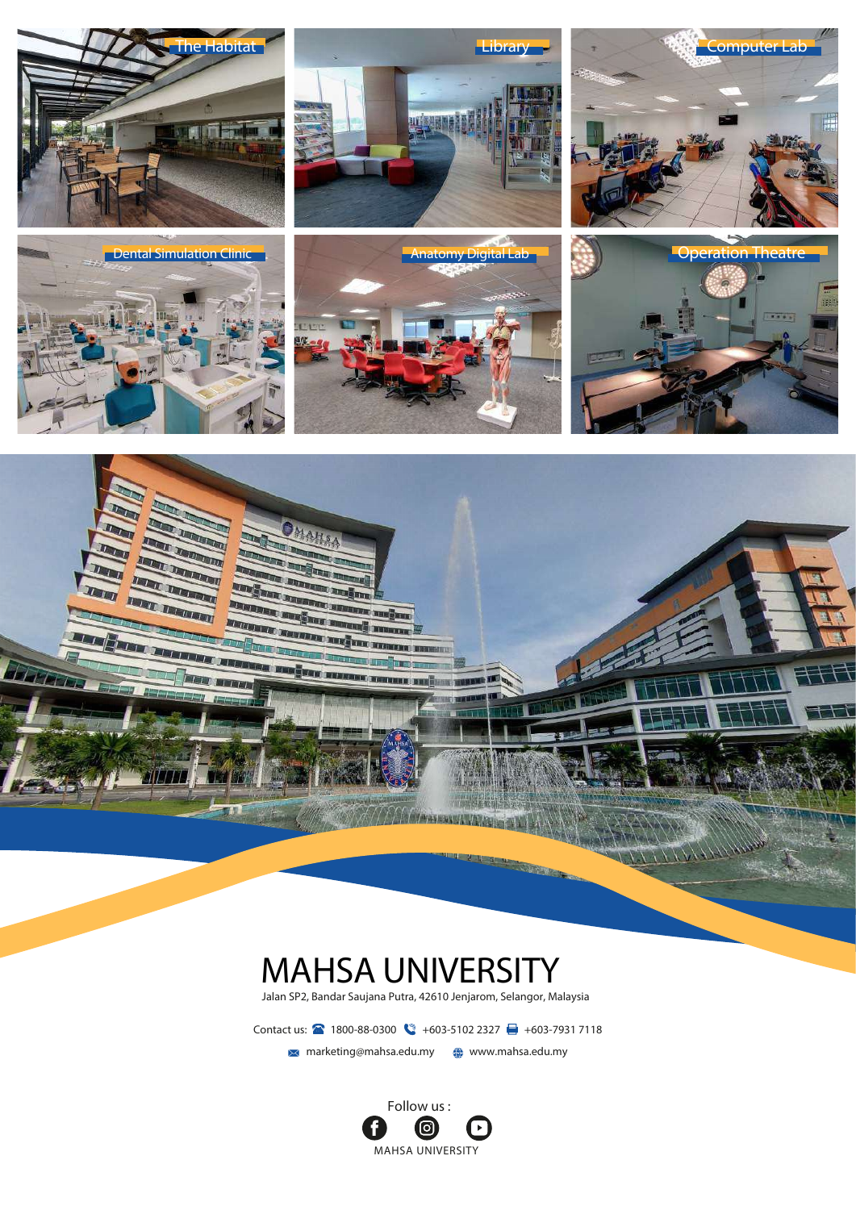The Habitat

Library

Computer Lab

Dental Simulation Clinic

Anatomy Digital Lab

Operation Theatre

# MAHSA UNIVERSITY

Jalan SP2, Bandar Saujana Putra, 42610 Jenjarom, Selangor, Malaysia

Contact us: 1800-88-0300 +603-5102 2327 +603-7931 7118

marketing@mahsa.edu.my www.mahsa.edu.my

Follow us :

MAHSA UNIVERSITY